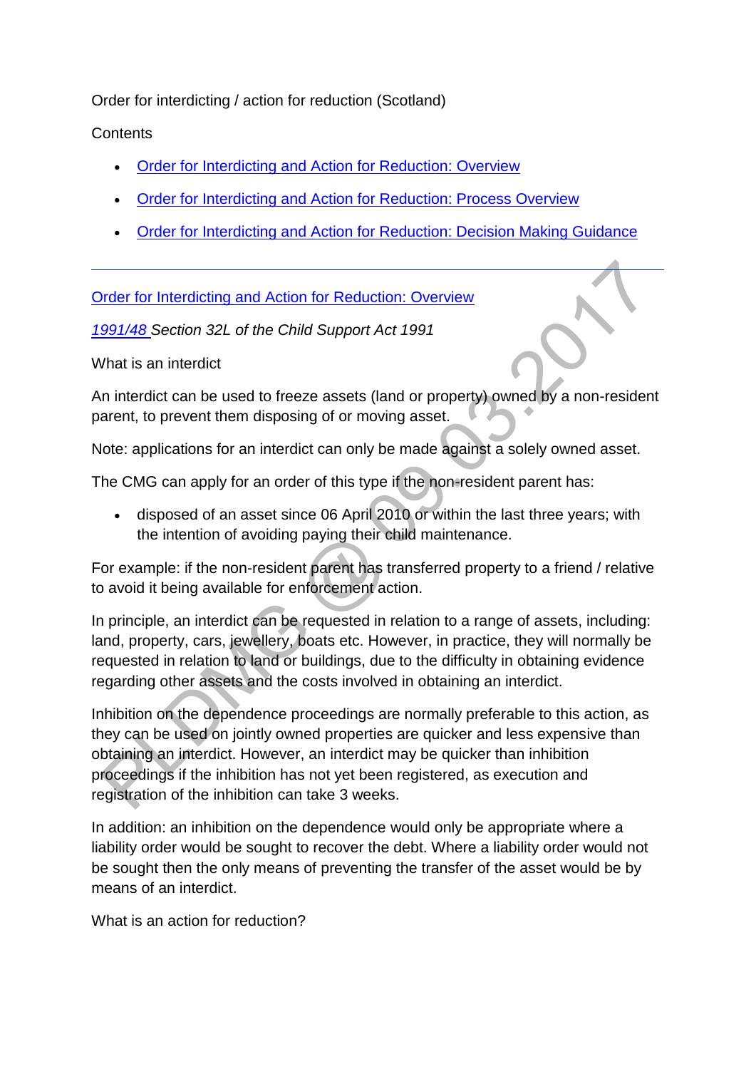# Order for interdicting / action for reduction (Scotland)

Contents

- Order for Interdicting and Action for Reduction: Overview
- Order for Interdicting and Action for Reduction: Process Overview
- Order for Interdicting and Action for Reduction: Decision Making Guidance

---

## Order for Interdicting and Action for Reduction: Overview

*1991/48 Section 32L of the Child Support Act 1991*

### What is an interdict

An interdict can be used to freeze assets (land or property) owned by a non-resident parent, to prevent them disposing of or moving asset.

Note: applications for an interdict can only be made against a solely owned asset.

The CMG can apply for an order of this type if the non-resident parent has:

- disposed of an asset since 06 April 2010 or within the last three years; with the intention of avoiding paying their child maintenance.

For example: if the non-resident parent has transferred property to a friend / relative to avoid it being available for enforcement action.

In principle, an interdict can be requested in relation to a range of assets, including: land, property, cars, jewellery, boats etc. However, in practice, they will normally be requested in relation to land or buildings, due to the difficulty in obtaining evidence regarding other assets and the costs involved in obtaining an interdict.

Inhibition on the dependence proceedings are normally preferable to this action, as they can be used on jointly owned properties are quicker and less expensive than obtaining an interdict. However, an interdict may be quicker than inhibition proceedings if the inhibition has not yet been registered, as execution and registration of the inhibition can take 3 weeks.

In addition: an inhibition on the dependence would only be appropriate where a liability order would be sought to recover the debt. Where a liability order would not be sought then the only means of preventing the transfer of the asset would be by means of an interdict.

### What is an action for reduction?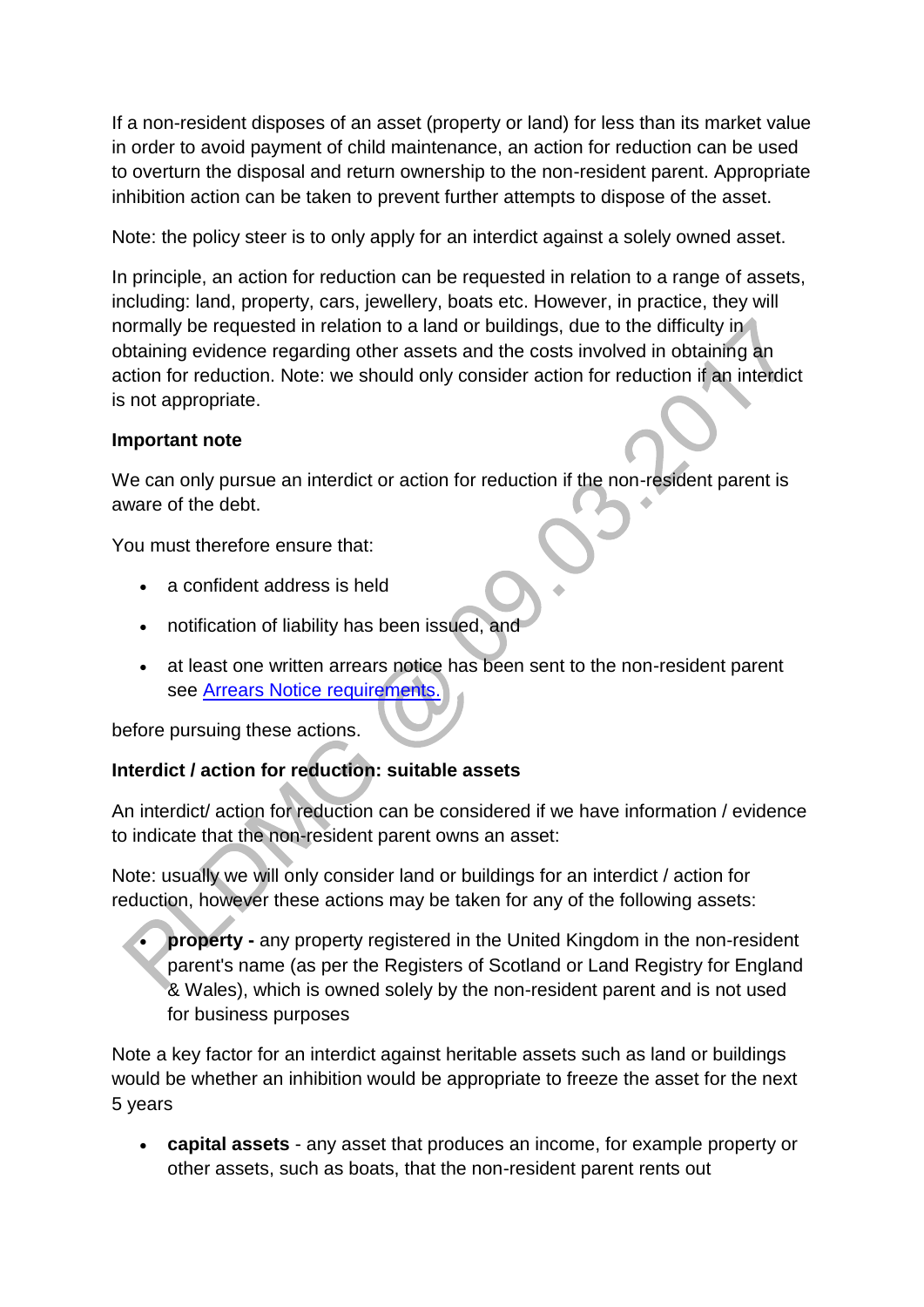If a non-resident disposes of an asset (property or land) for less than its market value in order to avoid payment of child maintenance, an action for reduction can be used to overturn the disposal and return ownership to the non-resident parent. Appropriate inhibition action can be taken to prevent further attempts to dispose of the asset.

Note: the policy steer is to only apply for an interdict against a solely owned asset.

In principle, an action for reduction can be requested in relation to a range of assets, including: land, property, cars, jewellery, boats etc. However, in practice, they will normally be requested in relation to a land or buildings, due to the difficulty in obtaining evidence regarding other assets and the costs involved in obtaining an action for reduction. Note: we should only consider action for reduction if an interdict is not appropriate.

**Important note**

We can only pursue an interdict or action for reduction if the non-resident parent is aware of the debt.

You must therefore ensure that:

- a confident address is held
- notification of liability has been issued, and
- at least one written arrears notice has been sent to the non-resident parent see [Arrears Notice requirements.](#)

before pursuing these actions.

**Interdict / action for reduction: suitable assets**

An interdict/ action for reduction can be considered if we have information / evidence to indicate that the non-resident parent owns an asset:

Note: usually we will only consider land or buildings for an interdict / action for reduction, however these actions may be taken for any of the following assets:

- **property -** any property registered in the United Kingdom in the non-resident parent's name (as per the Registers of Scotland or Land Registry for England & Wales), which is owned solely by the non-resident parent and is not used for business purposes

Note a key factor for an interdict against heritable assets such as land or buildings would be whether an inhibition would be appropriate to freeze the asset for the next 5 years

- **capital assets** - any asset that produces an income, for example property or other assets, such as boats, that the non-resident parent rents out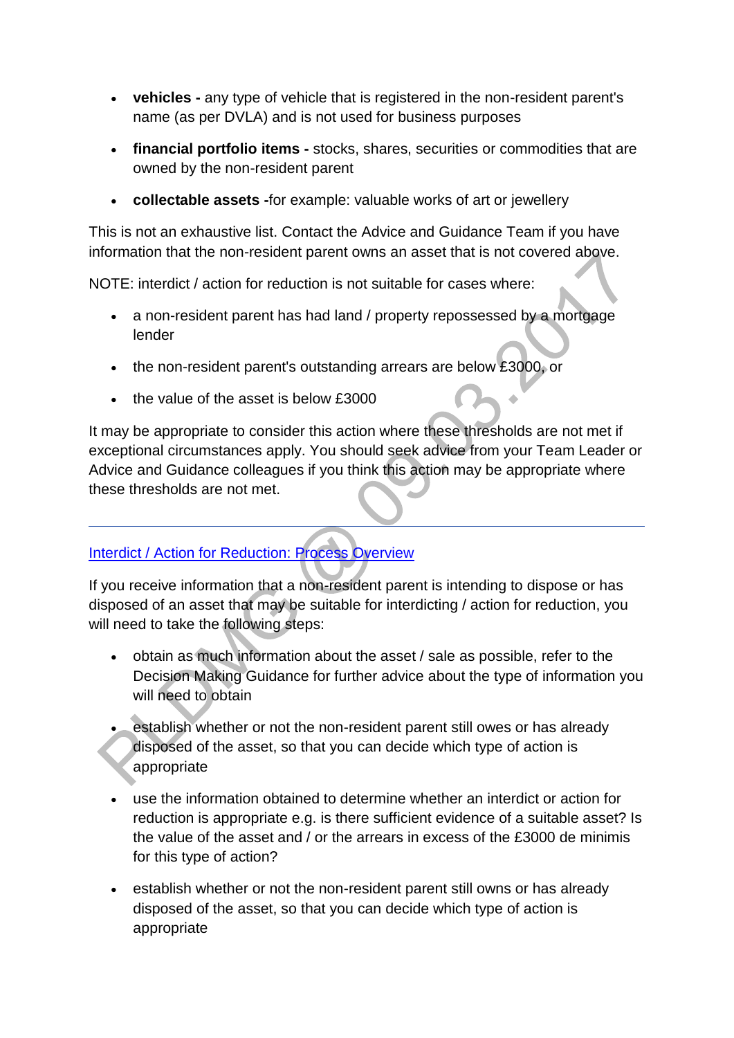- **vehicles -** any type of vehicle that is registered in the non-resident parent's name (as per DVLA) and is not used for business purposes
- **financial portfolio items -** stocks, shares, securities or commodities that are owned by the non-resident parent
- **collectable assets -**for example: valuable works of art or jewellery

This is not an exhaustive list. Contact the Advice and Guidance Team if you have information that the non-resident parent owns an asset that is not covered above.

NOTE: interdict / action for reduction is not suitable for cases where:

- a non-resident parent has had land / property repossessed by a mortgage lender
- the non-resident parent's outstanding arrears are below £3000, or
- the value of the asset is below £3000

It may be appropriate to consider this action where these thresholds are not met if exceptional circumstances apply. You should seek advice from your Team Leader or Advice and Guidance colleagues if you think this action may be appropriate where these thresholds are not met.

---

## Interdict / Action for Reduction: Process Overview

If you receive information that a non-resident parent is intending to dispose or has disposed of an asset that may be suitable for interdicting / action for reduction, you will need to take the following steps:

- obtain as much information about the asset / sale as possible, refer to the Decision Making Guidance for further advice about the type of information you will need to obtain
- establish whether or not the non-resident parent still owes or has already disposed of the asset, so that you can decide which type of action is appropriate
- use the information obtained to determine whether an interdict or action for reduction is appropriate e.g. is there sufficient evidence of a suitable asset? Is the value of the asset and / or the arrears in excess of the £3000 de minimis for this type of action?
- establish whether or not the non-resident parent still owns or has already disposed of the asset, so that you can decide which type of action is appropriate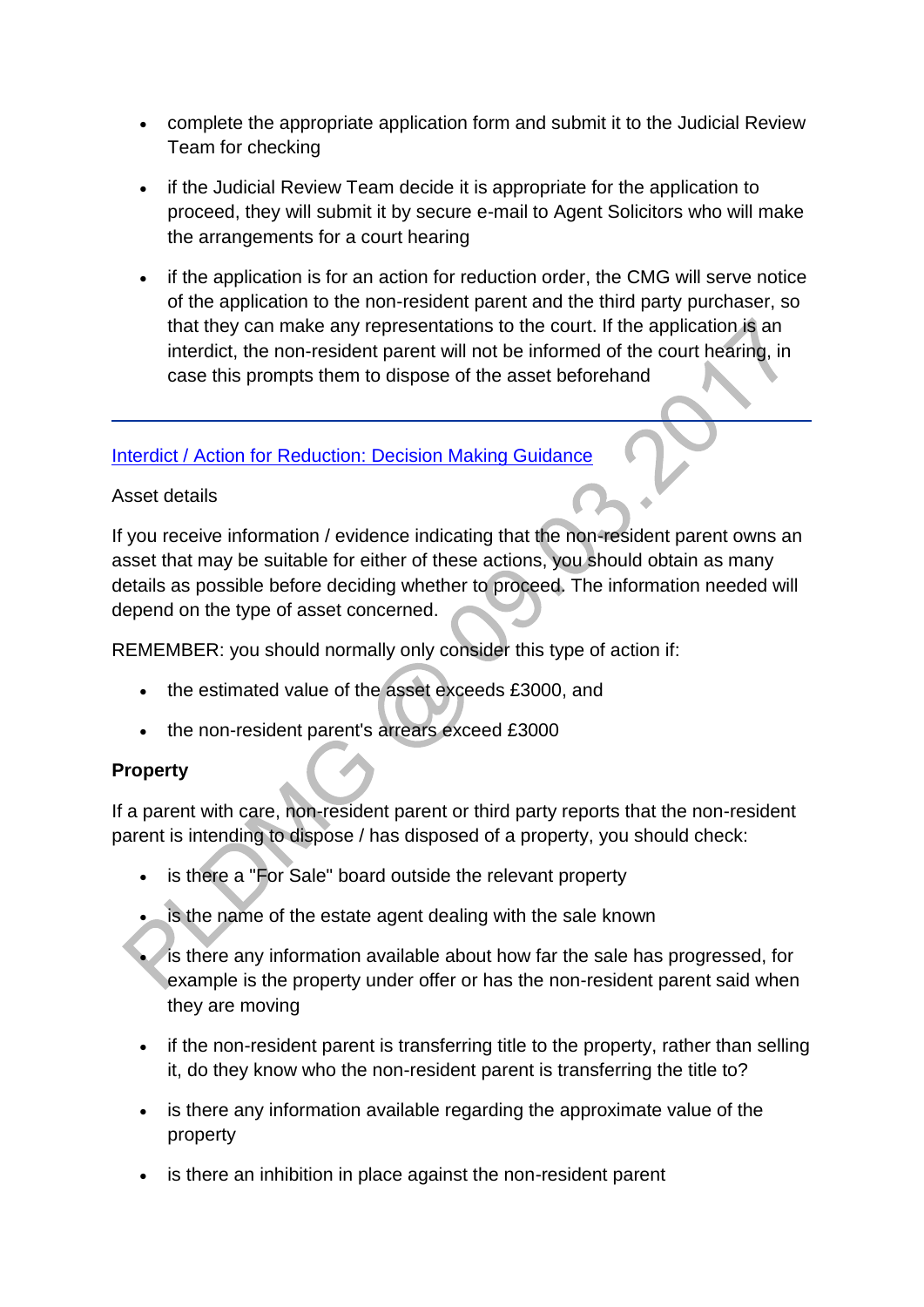- complete the appropriate application form and submit it to the Judicial Review Team for checking
- if the Judicial Review Team decide it is appropriate for the application to proceed, they will submit it by secure e-mail to Agent Solicitors who will make the arrangements for a court hearing
- if the application is for an action for reduction order, the CMG will serve notice of the application to the non-resident parent and the third party purchaser, so that they can make any representations to the court. If the application is an interdict, the non-resident parent will not be informed of the court hearing, in case this prompts them to dispose of the asset beforehand

---

Interdict / Action for Reduction: Decision Making Guidance

Asset details

If you receive information / evidence indicating that the non-resident parent owns an asset that may be suitable for either of these actions, you should obtain as many details as possible before deciding whether to proceed. The information needed will depend on the type of asset concerned.

REMEMBER: you should normally only consider this type of action if:

- the estimated value of the asset exceeds £3000, and
- the non-resident parent's arrears exceed £3000

**Property**

If a parent with care, non-resident parent or third party reports that the non-resident parent is intending to dispose / has disposed of a property, you should check:

- is there a "For Sale" board outside the relevant property
- is the name of the estate agent dealing with the sale known
- is there any information available about how far the sale has progressed, for example is the property under offer or has the non-resident parent said when they are moving
- if the non-resident parent is transferring title to the property, rather than selling it, do they know who the non-resident parent is transferring the title to?
- is there any information available regarding the approximate value of the property
- is there an inhibition in place against the non-resident parent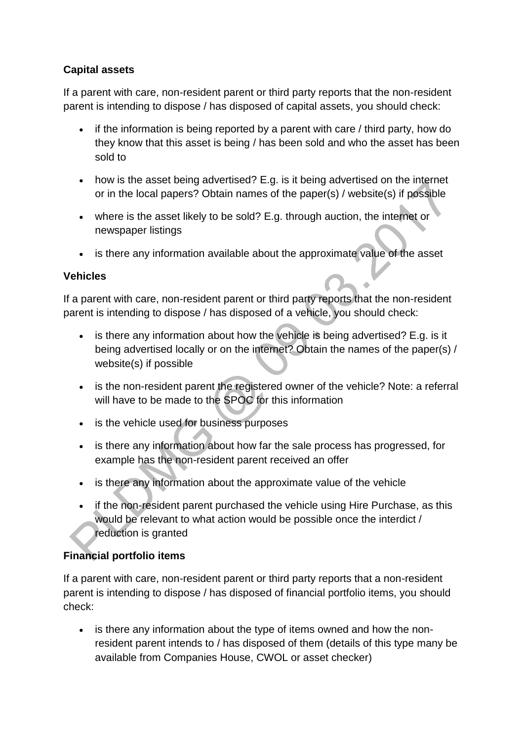**Capital assets**

If a parent with care, non-resident parent or third party reports that the non-resident parent is intending to dispose / has disposed of capital assets, you should check:

- if the information is being reported by a parent with care / third party, how do they know that this asset is being / has been sold and who the asset has been sold to
- how is the asset being advertised? E.g. is it being advertised on the internet or in the local papers? Obtain names of the paper(s) / website(s) if possible
- where is the asset likely to be sold? E.g. through auction, the internet or newspaper listings
- is there any information available about the approximate value of the asset

**Vehicles**

If a parent with care, non-resident parent or third party reports that the non-resident parent is intending to dispose / has disposed of a vehicle, you should check:

- is there any information about how the vehicle is being advertised? E.g. is it being advertised locally or on the internet? Obtain the names of the paper(s) / website(s) if possible
- is the non-resident parent the registered owner of the vehicle? Note: a referral will have to be made to the SPOC for this information
- is the vehicle used for business purposes
- is there any information about how far the sale process has progressed, for example has the non-resident parent received an offer
- is there any information about the approximate value of the vehicle
- if the non-resident parent purchased the vehicle using Hire Purchase, as this would be relevant to what action would be possible once the interdict / reduction is granted

**Financial portfolio items**

If a parent with care, non-resident parent or third party reports that a non-resident parent is intending to dispose / has disposed of financial portfolio items, you should check:

- is there any information about the type of items owned and how the non-resident parent intends to / has disposed of them (details of this type many be available from Companies House, CWOL or asset checker)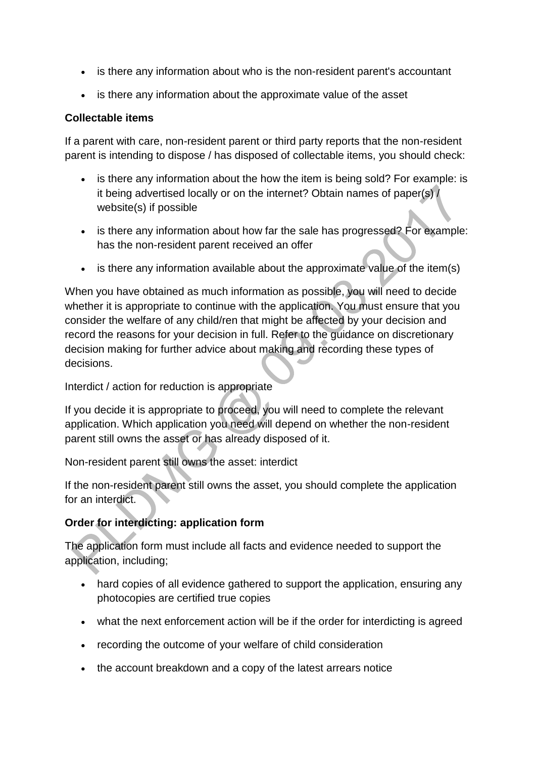- is there any information about who is the non-resident parent's accountant
- is there any information about the approximate value of the asset

**Collectable items**

If a parent with care, non-resident parent or third party reports that the non-resident parent is intending to dispose / has disposed of collectable items, you should check:

- is there any information about the how the item is being sold? For example: is it being advertised locally or on the internet? Obtain names of paper(s) / website(s) if possible
- is there any information about how far the sale has progressed? For example: has the non-resident parent received an offer
- is there any information available about the approximate value of the item(s)

When you have obtained as much information as possible, you will need to decide whether it is appropriate to continue with the application. You must ensure that you consider the welfare of any child/ren that might be affected by your decision and record the reasons for your decision in full. Refer to the guidance on discretionary decision making for further advice about making and recording these types of decisions.

Interdict / action for reduction is appropriate

If you decide it is appropriate to proceed, you will need to complete the relevant application. Which application you need will depend on whether the non-resident parent still owns the asset or has already disposed of it.

Non-resident parent still owns the asset: interdict

If the non-resident parent still owns the asset, you should complete the application for an interdict.

**Order for interdicting: application form**

The application form must include all facts and evidence needed to support the application, including;

- hard copies of all evidence gathered to support the application, ensuring any photocopies are certified true copies
- what the next enforcement action will be if the order for interdicting is agreed
- recording the outcome of your welfare of child consideration
- the account breakdown and a copy of the latest arrears notice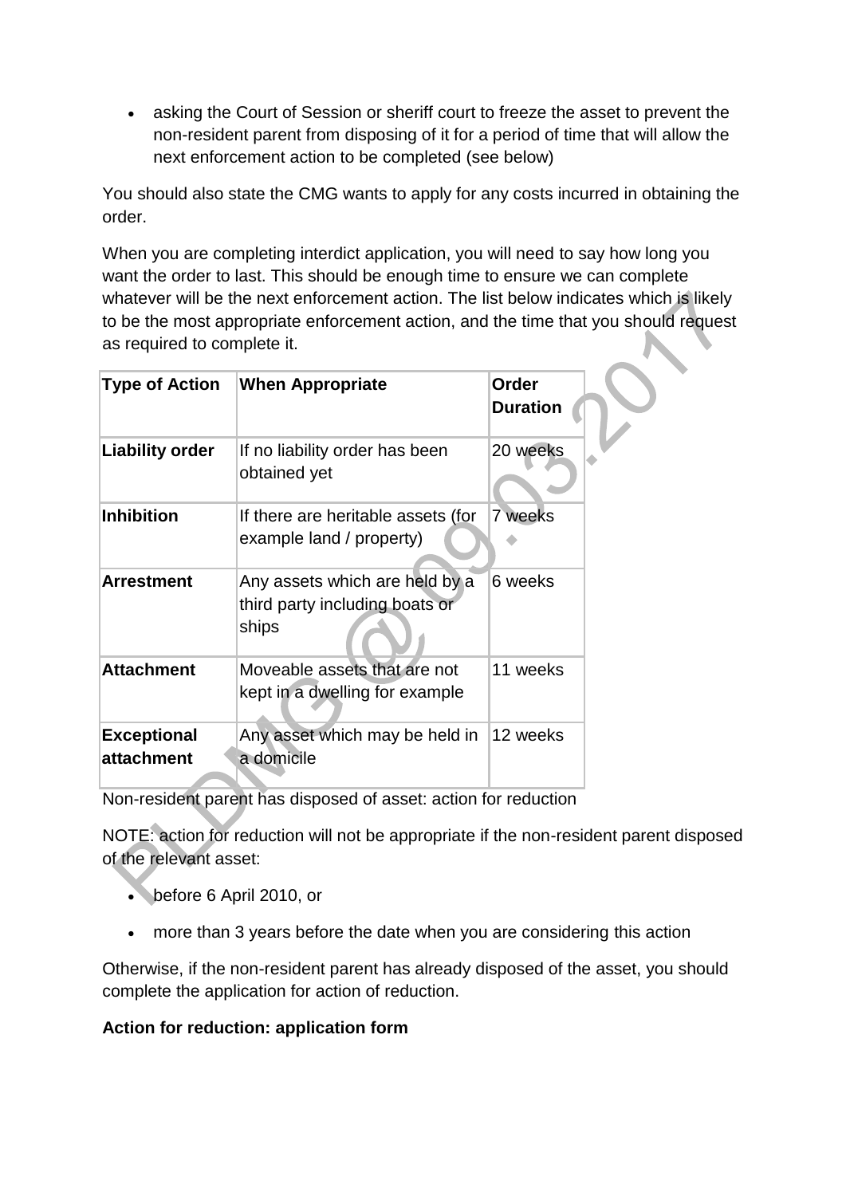- asking the Court of Session or sheriff court to freeze the asset to prevent the non-resident parent from disposing of it for a period of time that will allow the next enforcement action to be completed (see below)

You should also state the CMG wants to apply for any costs incurred in obtaining the order.

When you are completing interdict application, you will need to say how long you want the order to last. This should be enough time to ensure we can complete whatever will be the next enforcement action. The list below indicates which is likely to be the most appropriate enforcement action, and the time that you should request as required to complete it.

| Type of Action | When Appropriate | Order Duration |
|---|---|---|
| **Liability order** | If no liability order has been obtained yet | 20 weeks |
| **Inhibition** | If there are heritable assets (for example land / property) | 7 weeks |
| **Arrestment** | Any assets which are held by a third party including boats or ships | 6 weeks |
| **Attachment** | Moveable assets that are not kept in a dwelling for example | 11 weeks |
| **Exceptional attachment** | Any asset which may be held in a domicile | 12 weeks |

Non-resident parent has disposed of asset: action for reduction

NOTE: action for reduction will not be appropriate if the non-resident parent disposed of the relevant asset:

- before 6 April 2010, or
- more than 3 years before the date when you are considering this action

Otherwise, if the non-resident parent has already disposed of the asset, you should complete the application for action of reduction.

**Action for reduction: application form**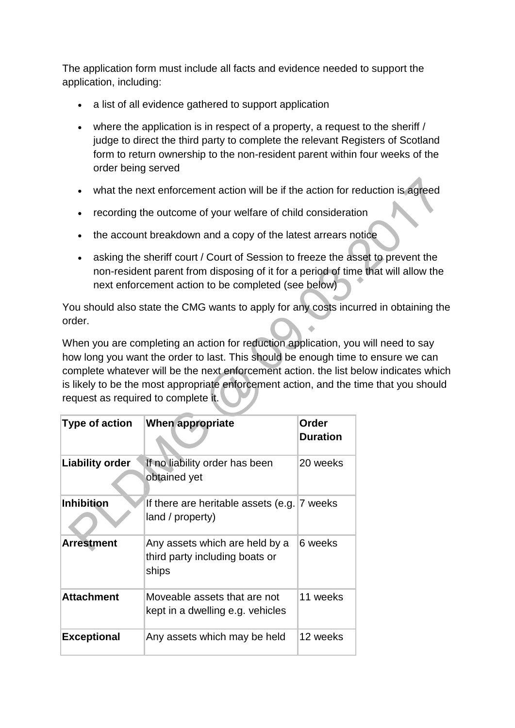The application form must include all facts and evidence needed to support the application, including:

- a list of all evidence gathered to support application
- where the application is in respect of a property, a request to the sheriff / judge to direct the third party to complete the relevant Registers of Scotland form to return ownership to the non-resident parent within four weeks of the order being served
- what the next enforcement action will be if the action for reduction is agreed
- recording the outcome of your welfare of child consideration
- the account breakdown and a copy of the latest arrears notice
- asking the sheriff court / Court of Session to freeze the asset to prevent the non-resident parent from disposing of it for a period of time that will allow the next enforcement action to be completed (see below)

You should also state the CMG wants to apply for any costs incurred in obtaining the order.

When you are completing an action for reduction application, you will need to say how long you want the order to last. This should be enough time to ensure we can complete whatever will be the next enforcement action. the list below indicates which is likely to be the most appropriate enforcement action, and the time that you should request as required to complete it.

| Type of action | When appropriate | Order Duration |
|---|---|---|
| **Liability order** | If no liability order has been obtained yet | 20 weeks |
| **Inhibition** | If there are heritable assets (e.g. land / property) | 7 weeks |
| **Arrestment** | Any assets which are held by a third party including boats or ships | 6 weeks |
| **Attachment** | Moveable assets that are not kept in a dwelling e.g. vehicles | 11 weeks |
| **Exceptional** | Any assets which may be held | 12 weeks |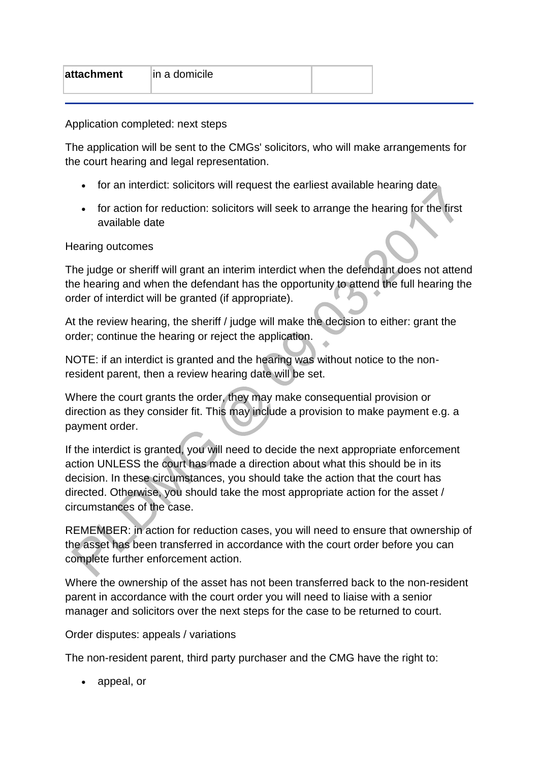| attachment | in a domicile | |
|---|---|---|

Application completed: next steps

The application will be sent to the CMGs' solicitors, who will make arrangements for the court hearing and legal representation.

- for an interdict: solicitors will request the earliest available hearing date
- for action for reduction: solicitors will seek to arrange the hearing for the first available date

Hearing outcomes

The judge or sheriff will grant an interim interdict when the defendant does not attend the hearing and when the defendant has the opportunity to attend the full hearing the order of interdict will be granted (if appropriate).

At the review hearing, the sheriff / judge will make the decision to either: grant the order; continue the hearing or reject the application.

NOTE: if an interdict is granted and the hearing was without notice to the non-resident parent, then a review hearing date will be set.

Where the court grants the order, they may make consequential provision or direction as they consider fit. This may include a provision to make payment e.g. a payment order.

If the interdict is granted, you will need to decide the next appropriate enforcement action UNLESS the court has made a direction about what this should be in its decision. In these circumstances, you should take the action that the court has directed. Otherwise, you should take the most appropriate action for the asset / circumstances of the case.

REMEMBER: in action for reduction cases, you will need to ensure that ownership of the asset has been transferred in accordance with the court order before you can complete further enforcement action.

Where the ownership of the asset has not been transferred back to the non-resident parent in accordance with the court order you will need to liaise with a senior manager and solicitors over the next steps for the case to be returned to court.

Order disputes: appeals / variations

The non-resident parent, third party purchaser and the CMG have the right to:

- appeal, or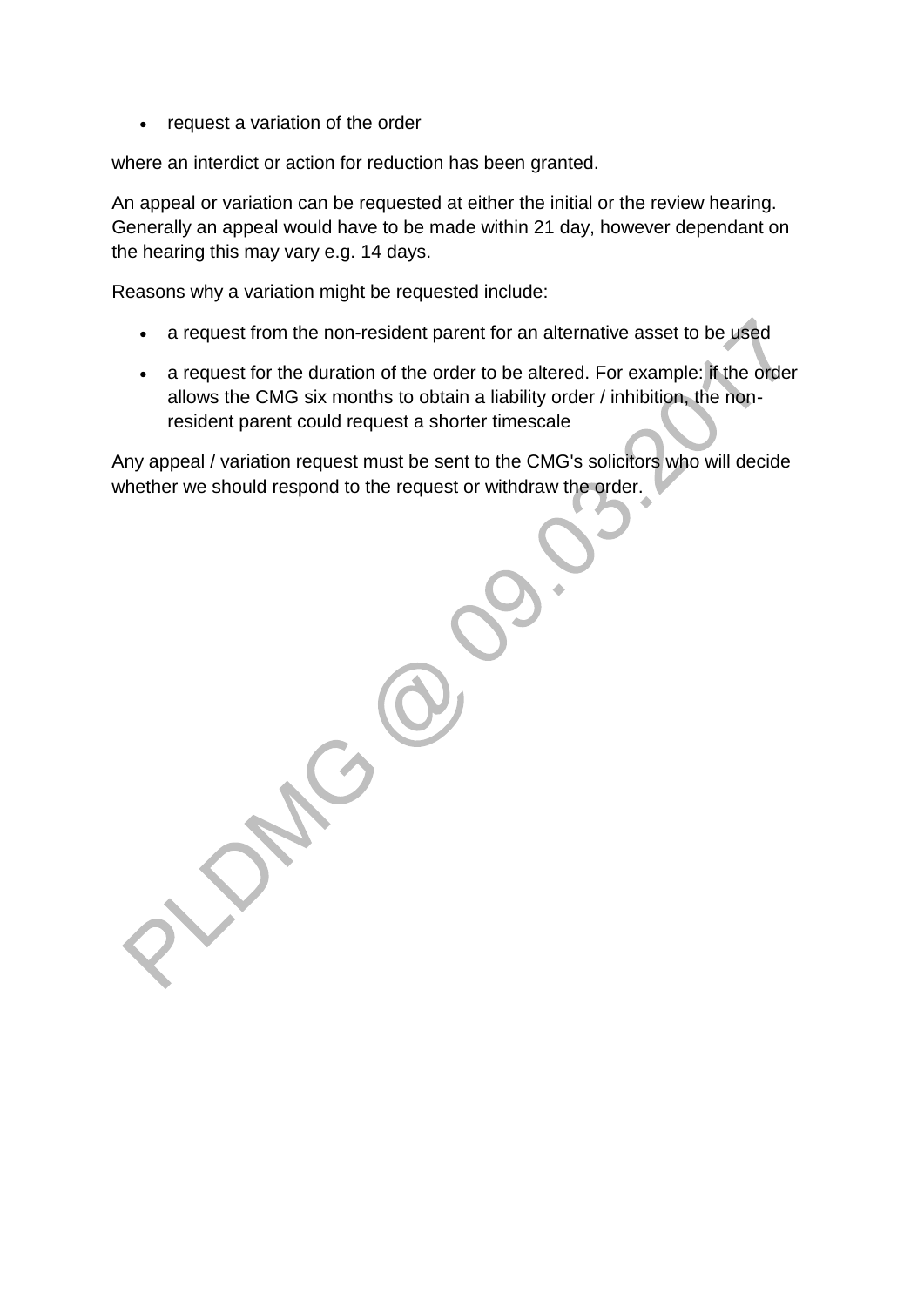- request a variation of the order

where an interdict or action for reduction has been granted.

An appeal or variation can be requested at either the initial or the review hearing. Generally an appeal would have to be made within 21 day, however dependant on the hearing this may vary e.g. 14 days.

Reasons why a variation might be requested include:

- a request from the non-resident parent for an alternative asset to be used
- a request for the duration of the order to be altered. For example: if the order allows the CMG six months to obtain a liability order / inhibition, the non-resident parent could request a shorter timescale

Any appeal / variation request must be sent to the CMG's solicitors who will decide whether we should respond to the request or withdraw the order.